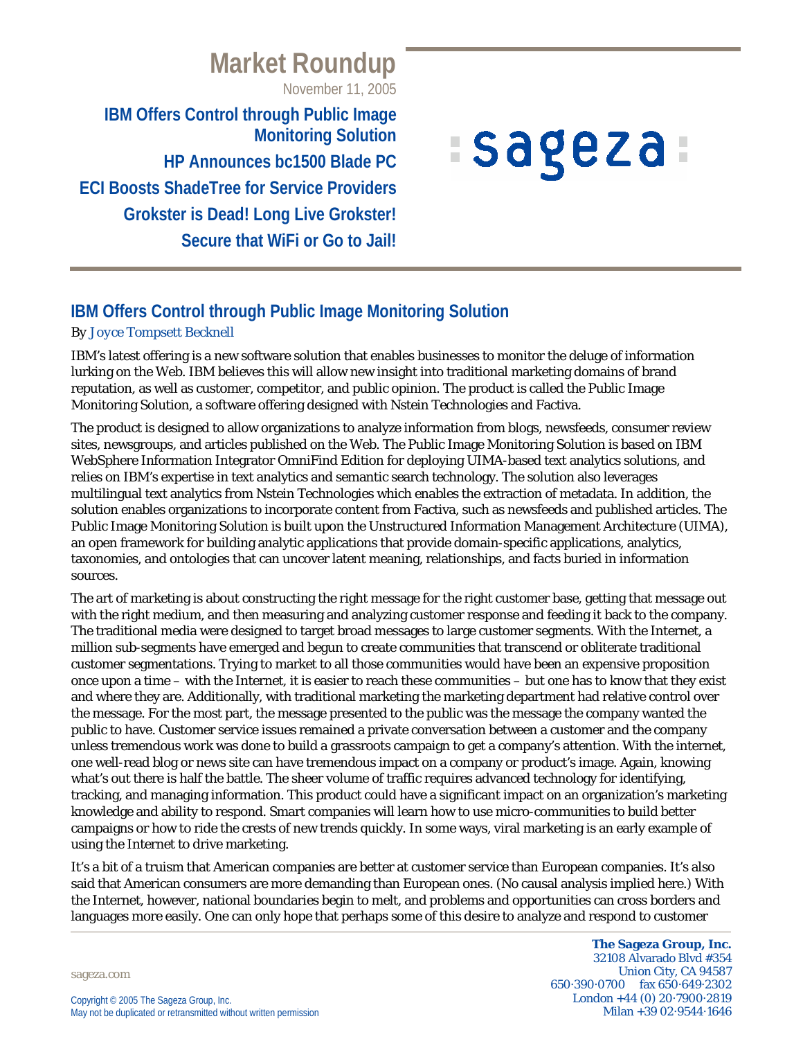# Market Roundup

November 11, 2005

**IBM Offers Control through Public Image Monitoring Solution**

**HP Announces bc1500 Blade PC**

**ECI Boosts ShadeTree for Service Providers**

**Grokster is Dead! Long Live Grokster!**

**Secure that WiFi or Go to Jail!**

## IBM Offers Control through Public Image Monitoring Solution

By Joyce Tompsett Becknell

IBM's latest offering is a new software solution that enables businesses to monitor the deluge of information lurking on the Web. IBM believes this will allow new insight into traditional marketing domains of brand reputation, as well as customer, competitor, and public opinion. The product is called the Public Image Monitoring Solution, a software offering designed with Nstein Technologies and Factiva.

The product is designed to allow organizations to analyze information from blogs, newsfeeds, consumer review sites, newsgroups, and articles published on the Web. The Public Image Monitoring Solution is based on IBM WebSphere Information Integrator OmniFind Edition for deploying UIMA-based text analytics solutions, and relies on IBM's expertise in text analytics and semantic search technology. The solution also leverages multilingual text analytics from Nstein Technologies which enables the extraction of metadata. In addition, the solution enables organizations to incorporate content from Factiva, such as newsfeeds and published articles. The Public Image Monitoring Solution is built upon the Unstructured Information Management Architecture (UIMA), an open framework for building analytic applications that provide domain-specific applications, analytics, taxonomies, and ontologies that can uncover latent meaning, relationships, and facts buried in information sources.

The art of marketing is about constructing the right message for the right customer base, getting that message out with the right medium, and then measuring and analyzing customer response and feeding it back to the company. The traditional media were designed to target broad messages to large customer segments. With the Internet, a million sub-segments have emerged and begun to create communities that transcend or obliterate traditional customer segmentations. Trying to market to all those communities would have been an expensive proposition once upon a time – with the Internet, it is easier to reach these communities – but one has to know that they exist and where they are. Additionally, with traditional marketing the marketing department had relative control over the message. For the most part, the message presented to the public was the message the company wanted the public to have. Customer service issues remained a private conversation between a customer and the company unless tremendous work was done to build a grassroots campaign to get a company's attention. With the internet, one well-read blog or news site can have tremendous impact on a company or product's image. Again, knowing what's out there is half the battle. The sheer volume of traffic requires advanced technology for identifying, tracking, and managing information. This product could have a significant impact on an organization's marketing knowledge and ability to respond. Smart companies will learn how to use micro-communities to build better campaigns or how to ride the crests of new trends quickly. In some ways, viral marketing is an early example of using the Internet to drive marketing.

It's a bit of a truism that American companies are better at customer service than European companies. It's also said that American consumers are more demanding than European ones. (No causal analysis implied here.) With the Internet, however, national boundaries begin to melt, and problems and opportunities can cross borders and languages more easily. One can only hope that perhaps some of this desire to analyze and respond to customer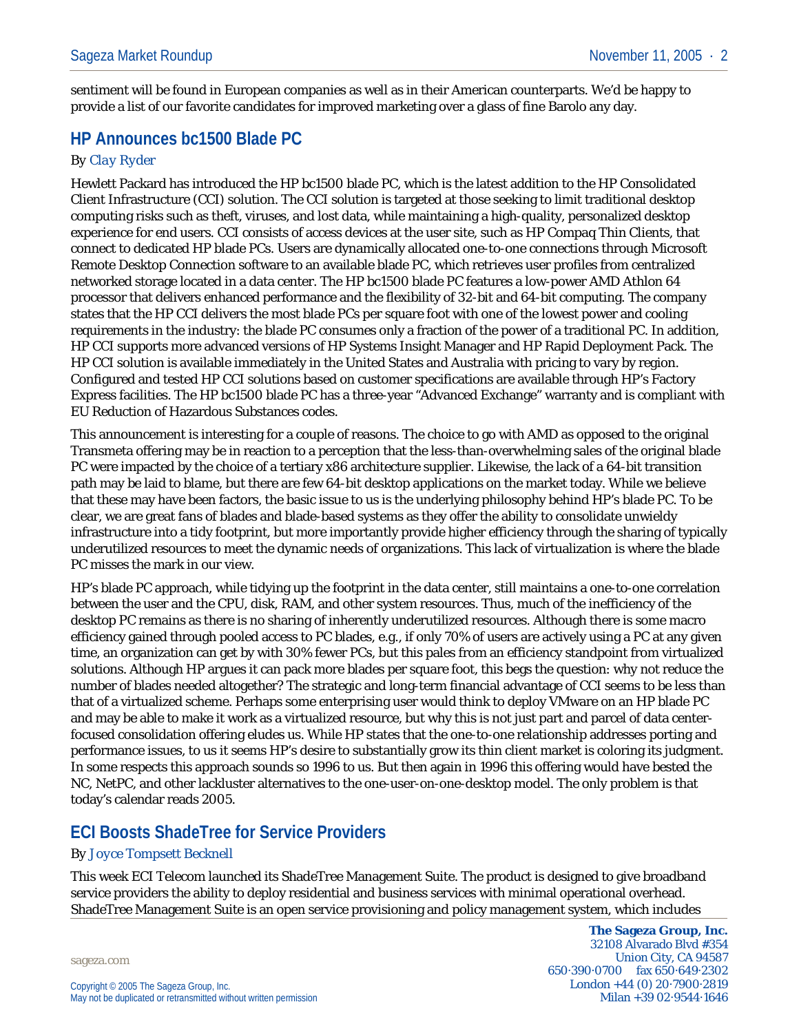sentiment will be found in European companies as well as in their American counterparts. We'd be happy to provide a list of our favorite candidates for improved marketing over a glass of fine Barolo any day.

## HP Announces bc1500 Blade PC

By Clay Ryder

Hewlett Packard has introduced the HP bc1500 blade PC, which is the latest addition to the HP Consolidated Client Infrastructure (CCI) solution. The CCI solution is targeted at those seeking to limit traditional desktop computing risks such as theft, viruses, and lost data, while maintaining a high-quality, personalized desktop experience for end users. CCI consists of access devices at the user site, such as HP Compaq Thin Clients, that connect to dedicated HP blade PCs. Users are dynamically allocated one-to-one connections through Microsoft Remote Desktop Connection software to an available blade PC, which retrieves user profiles from centralized networked storage located in a data center. The HP bc1500 blade PC features a low-power AMD Athlon 64 processor that delivers enhanced performance and the flexibility of 32-bit and 64-bit computing. The company states that the HP CCI delivers the most blade PCs per square foot with one of the lowest power and cooling requirements in the industry: the blade PC consumes only a fraction of the power of a traditional PC. In addition, HP CCI supports more advanced versions of HP Systems Insight Manager and HP Rapid Deployment Pack. The HP CCI solution is available immediately in the United States and Australia with pricing to vary by region. Configured and tested HP CCI solutions based on customer specifications are available through HP's Factory Express facilities. The HP bc1500 blade PC has a three-year "Advanced Exchange" warranty and is compliant with EU Reduction of Hazardous Substances codes.

This announcement is interesting for a couple of reasons. The choice to go with AMD as opposed to the original Transmeta offering may be in reaction to a perception that the less-than-overwhelming sales of the original blade PC were impacted by the choice of a tertiary x86 architecture supplier. Likewise, the lack of a 64-bit transition path may be laid to blame, but there are few 64-bit desktop applications on the market today. While we believe that these may have been factors, the basic issue to us is the underlying philosophy behind HP's blade PC. To be clear, we are great fans of blades and blade-based systems as they offer the ability to consolidate unwieldy infrastructure into a tidy footprint, but more importantly provide higher efficiency through the sharing of typically underutilized resources to meet the dynamic needs of organizations. This lack of virtualization is where the blade PC misses the mark in our view.

HP's blade PC approach, while tidying up the footprint in the data center, still maintains a one-to-one correlation between the user and the CPU, disk, RAM, and other system resources. Thus, much of the inefficiency of the desktop PC remains as there is no sharing of inherently underutilized resources. Although there is some macro efficiency gained through pooled access to PC blades, e.g., if only 70% of users are actively using a PC at any given time, an organization can get by with 30% fewer PCs, but this pales from an efficiency standpoint from virtualized solutions. Although HP argues it can pack more blades per square foot, this begs the question: why not reduce the number of blades needed altogether? The strategic and long-term financial advantage of CCI seems to be less than that of a virtualized scheme. Perhaps some enterprising user would think to deploy VMware on an HP blade PC and may be able to make it work as a virtualized resource, but why this is not just part and parcel of data center-focused consolidation offering eludes us. While HP states that the one-to-one relationship addresses porting and performance issues, to us it seems HP's desire to substantially grow its thin client market is coloring its judgment. In some respects this approach sounds so 1996 to us. But then again in 1996 this offering would have bested the NC, NetPC, and other lackluster alternatives to the one-user-on-one-desktop model. The only problem is that today's calendar reads 2005.

## ECI Boosts ShadeTree for Service Providers

By Joyce Tompsett Becknell

This week ECI Telecom launched its ShadeTree Management Suite. The product is designed to give broadband service providers the ability to deploy residential and business services with minimal operational overhead. ShadeTree Management Suite is an open service provisioning and policy management system, which includes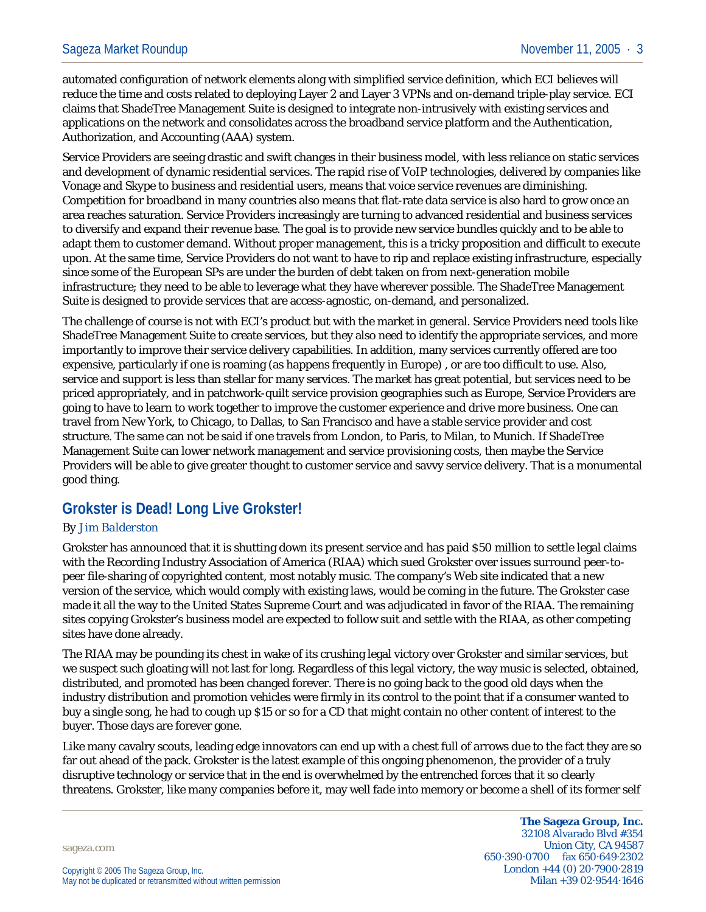automated configuration of network elements along with simplified service definition, which ECI believes will reduce the time and costs related to deploying Layer 2 and Layer 3 VPNs and on-demand triple-play service. ECI claims that ShadeTree Management Suite is designed to integrate non-intrusively with existing services and applications on the network and consolidates across the broadband service platform and the Authentication, Authorization, and Accounting (AAA) system.

Service Providers are seeing drastic and swift changes in their business model, with less reliance on static services and development of dynamic residential services. The rapid rise of VoIP technologies, delivered by companies like Vonage and Skype to business and residential users, means that voice service revenues are diminishing. Competition for broadband in many countries also means that flat-rate data service is also hard to grow once an area reaches saturation. Service Providers increasingly are turning to advanced residential and business services to diversify and expand their revenue base. The goal is to provide new service bundles quickly and to be able to adapt them to customer demand. Without proper management, this is a tricky proposition and difficult to execute upon. At the same time, Service Providers do not want to have to rip and replace existing infrastructure, especially since some of the European SPs are under the burden of debt taken on from next-generation mobile infrastructure; they need to be able to leverage what they have wherever possible. The ShadeTree Management Suite is designed to provide services that are access-agnostic, on-demand, and personalized.

The challenge of course is not with ECI's product but with the market in general. Service Providers need tools like ShadeTree Management Suite to create services, but they also need to identify the appropriate services, and more importantly to improve their service delivery capabilities. In addition, many services currently offered are too expensive, particularly if one is roaming (as happens frequently in Europe) , or are too difficult to use. Also, service and support is less than stellar for many services. The market has great potential, but services need to be priced appropriately, and in patchwork-quilt service provision geographies such as Europe, Service Providers are going to have to learn to work together to improve the customer experience and drive more business. One can travel from New York, to Chicago, to Dallas, to San Francisco and have a stable service provider and cost structure. The same can not be said if one travels from London, to Paris, to Milan, to Munich. If ShadeTree Management Suite can lower network management and service provisioning costs, then maybe the Service Providers will be able to give greater thought to customer service and savvy service delivery. That is a monumental good thing.

## Grokster is Dead! Long Live Grokster!

By *Jim Balderston*

Grokster has announced that it is shutting down its present service and has paid $50 million to settle legal claims with the Recording Industry Association of America (RIAA) which sued Grokster over issues surround peer-to-peer file-sharing of copyrighted content, most notably music. The company's Web site indicated that a new version of the service, which would comply with existing laws, would be coming in the future. The Grokster case made it all the way to the United States Supreme Court and was adjudicated in favor of the RIAA. The remaining sites copying Grokster's business model are expected to follow suit and settle with the RIAA, as other competing sites have done already.

The RIAA may be pounding its chest in wake of its crushing legal victory over Grokster and similar services, but we suspect such gloating will not last for long. Regardless of this legal victory, the way music is selected, obtained, distributed, and promoted has been changed forever. There is no going back to the good old days when the industry distribution and promotion vehicles were firmly in its control to the point that if a consumer wanted to buy a single song, he had to cough up $15 or so for a CD that might contain no other content of interest to the buyer. Those days are forever gone.

Like many cavalry scouts, leading edge innovators can end up with a chest full of arrows due to the fact they are so far out ahead of the pack. Grokster is the latest example of this ongoing phenomenon, the provider of a truly disruptive technology or service that in the end is overwhelmed by the entrenched forces that it so clearly threatens. Grokster, like many companies before it, may well fade into memory or become a shell of its former self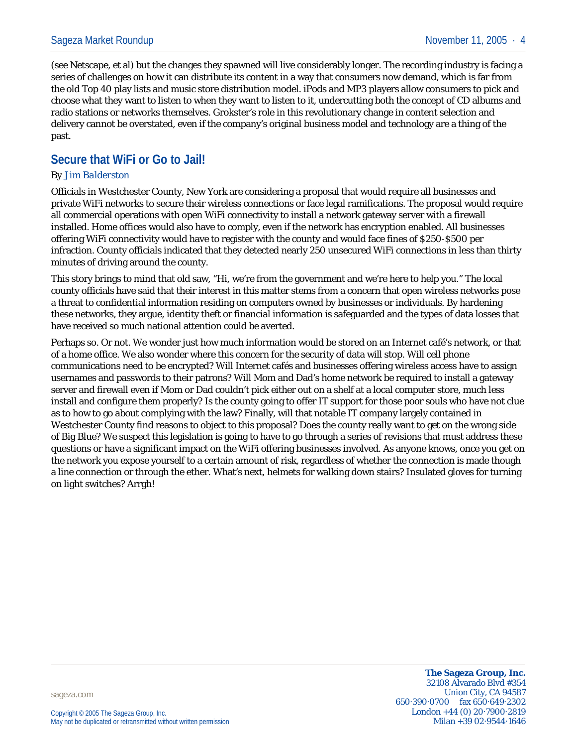(see Netscape, et al) but the changes they spawned will live considerably longer. The recording industry is facing a series of challenges on how it can distribute its content in a way that consumers now demand, which is far from the old Top 40 play lists and music store distribution model. iPods and MP3 players allow consumers to pick and choose what they want to listen to when they want to listen to it, undercutting both the concept of CD albums and radio stations or networks themselves. Grokster's role in this revolutionary change in content selection and delivery cannot be overstated, even if the company's original business model and technology are a thing of the past.

## Secure that WiFi or Go to Jail!

By *Jim Balderston*

Officials in Westchester County, New York are considering a proposal that would require all businesses and private WiFi networks to secure their wireless connections or face legal ramifications. The proposal would require all commercial operations with open WiFi connectivity to install a network gateway server with a firewall installed. Home offices would also have to comply, even if the network has encryption enabled. All businesses offering WiFi connectivity would have to register with the county and would face fines of $250-$500 per infraction. County officials indicated that they detected nearly 250 unsecured WiFi connections in less than thirty minutes of driving around the county.

This story brings to mind that old saw, "Hi, we're from the government and we're here to help you." The local county officials have said that their interest in this matter stems from a concern that open wireless networks pose a threat to confidential information residing on computers owned by businesses or individuals. By hardening these networks, they argue, identity theft or financial information is safeguarded and the types of data losses that have received so much national attention could be averted.

Perhaps so. Or not. We wonder just how much information would be stored on an Internet café's network, or that of a home office. We also wonder where this concern for the security of data will stop. Will cell phone communications need to be encrypted? Will Internet cafés and businesses offering wireless access have to assign usernames and passwords to their patrons? Will Mom and Dad's home network be required to install a gateway server and firewall even if Mom or Dad couldn't pick either out on a shelf at a local computer store, much less install and configure them properly? Is the county going to offer IT support for those poor souls who have not clue as to how to go about complying with the law? Finally, will that notable IT company largely contained in Westchester County find reasons to object to this proposal? Does the county really want to get on the wrong side of Big Blue? We suspect this legislation is going to have to go through a series of revisions that must address these questions or have a significant impact on the WiFi offering businesses involved. As anyone knows, once you get on the network you expose yourself to a certain amount of risk, regardless of whether the connection is made though a line connection or through the ether. What's next, helmets for walking down stairs? Insulated gloves for turning on light switches? Arrgh!